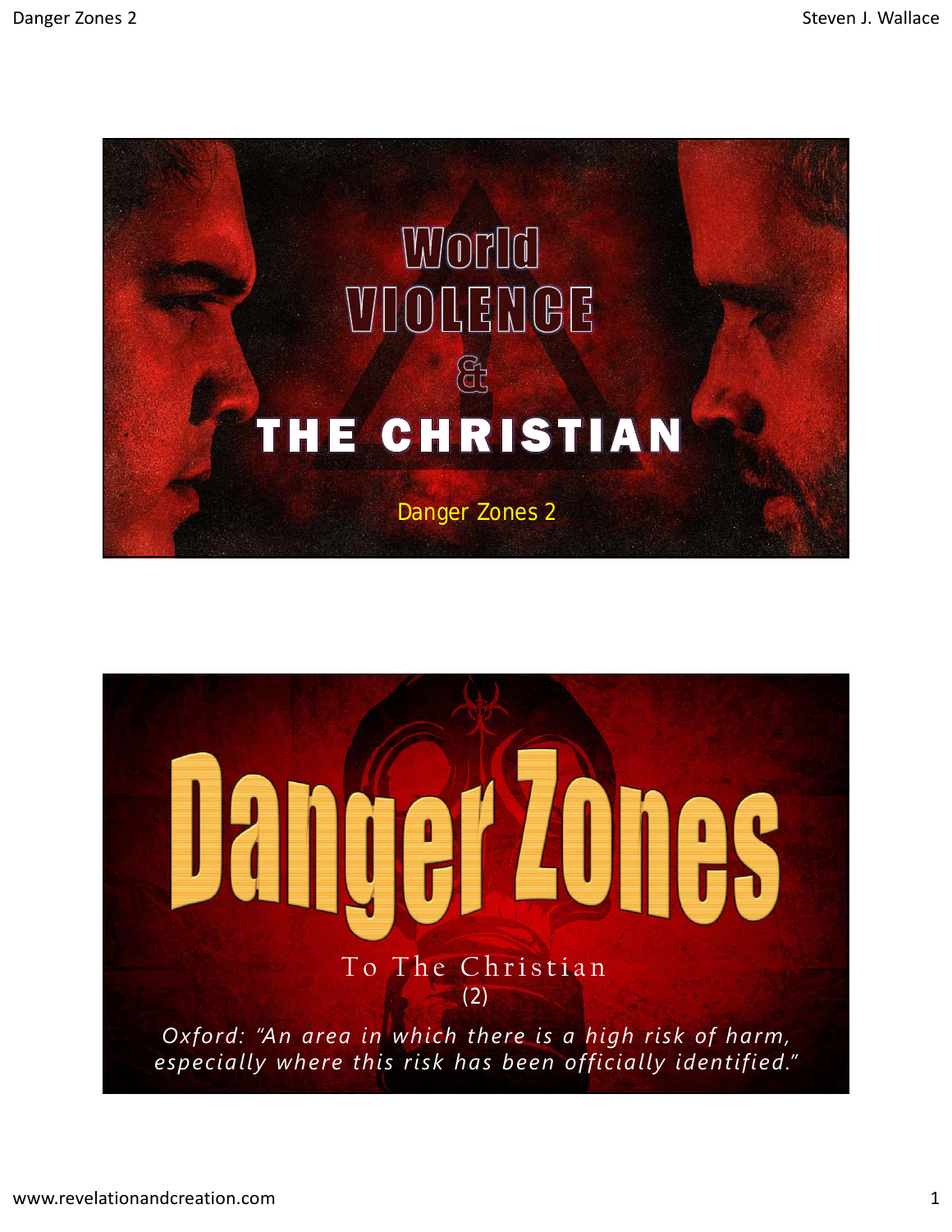# World VIOLENCE & THE CHRISTIAN

Danger Zones 2

# Danger Zones

To The Christian

(2)

*Oxford: "An area in which there is a high risk of harm, especially where this risk has been officially identified."*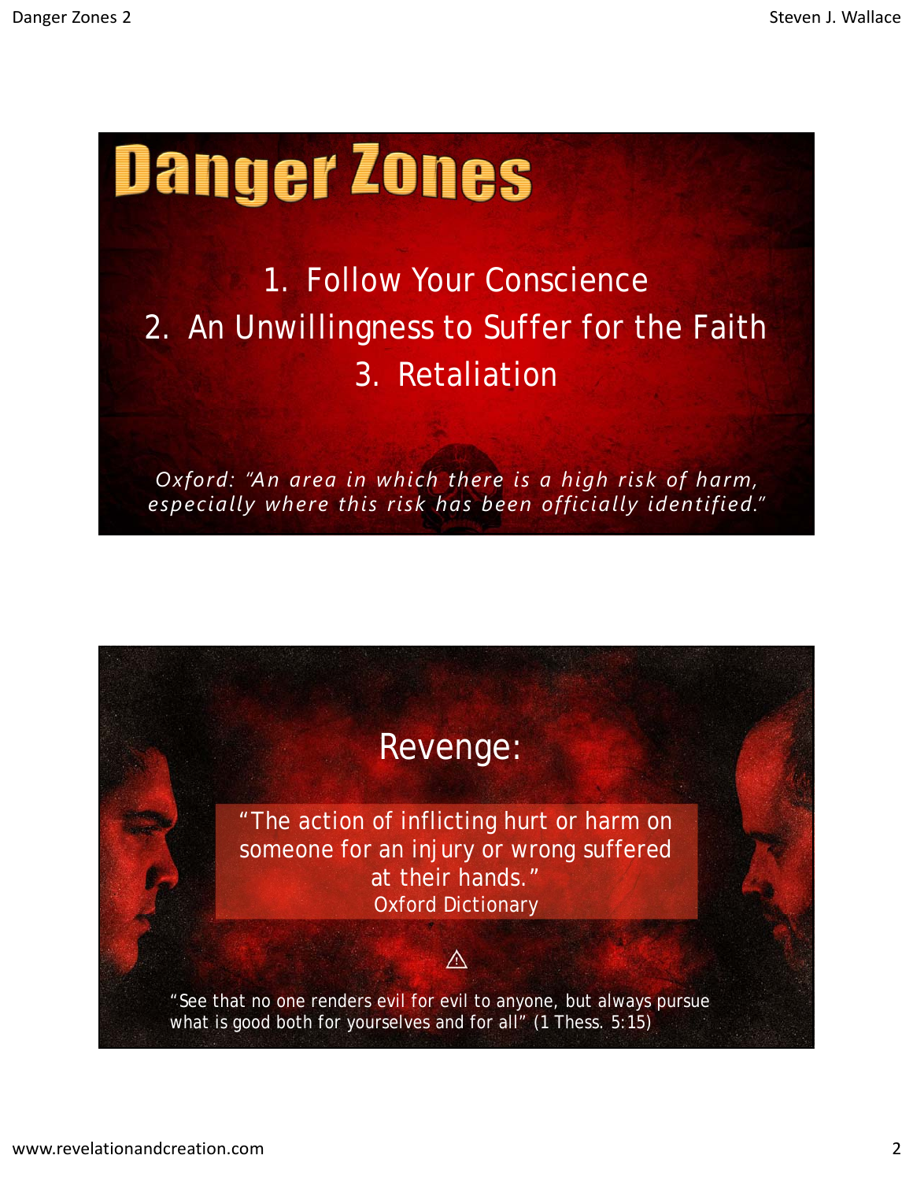# Danger Zones

1. Follow Your Conscience
2. An Unwillingness to Suffer for the Faith
3. Retaliation

*Oxford: "An area in which there is a high risk of harm, especially where this risk has been officially identified."*

## Revenge:

"The action of inflicting hurt or harm on someone for an injury or wrong suffered at their hands."
Oxford Dictionary

⚠

"See that no one renders evil for evil to anyone, but always pursue what is good both for yourselves and for all" (1 Thess. 5:15)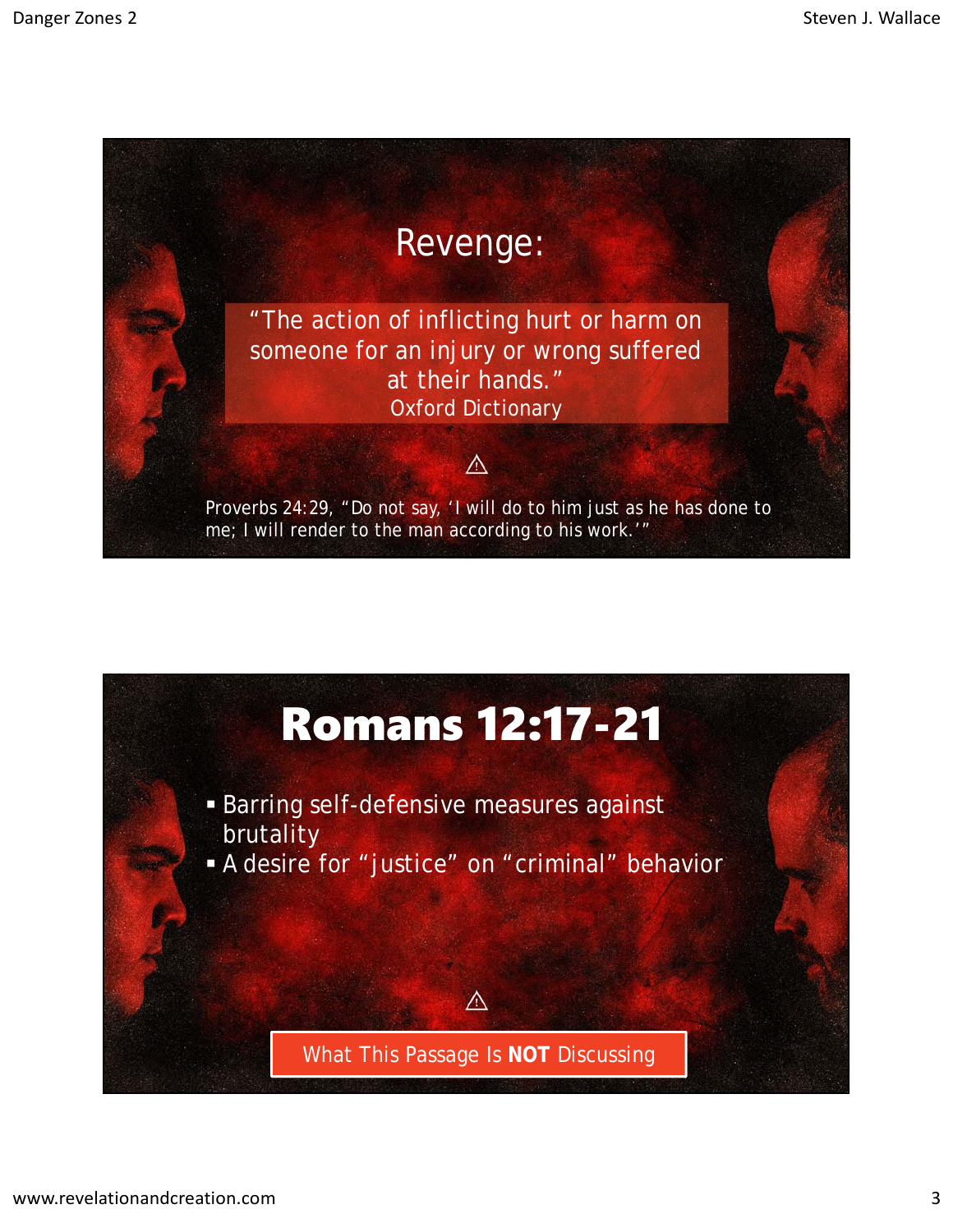## Revenge:

"The action of inflicting hurt or harm on someone for an injury or wrong suffered at their hands."
Oxford Dictionary

⚠

Proverbs 24:29, "Do not say, 'I will do to him just as he has done to me; I will render to the man according to his work.'"

## Romans 12:17-21

- Barring self-defensive measures against brutality
- A desire for "justice" on "criminal" behavior

⚠

What This Passage Is **NOT** Discussing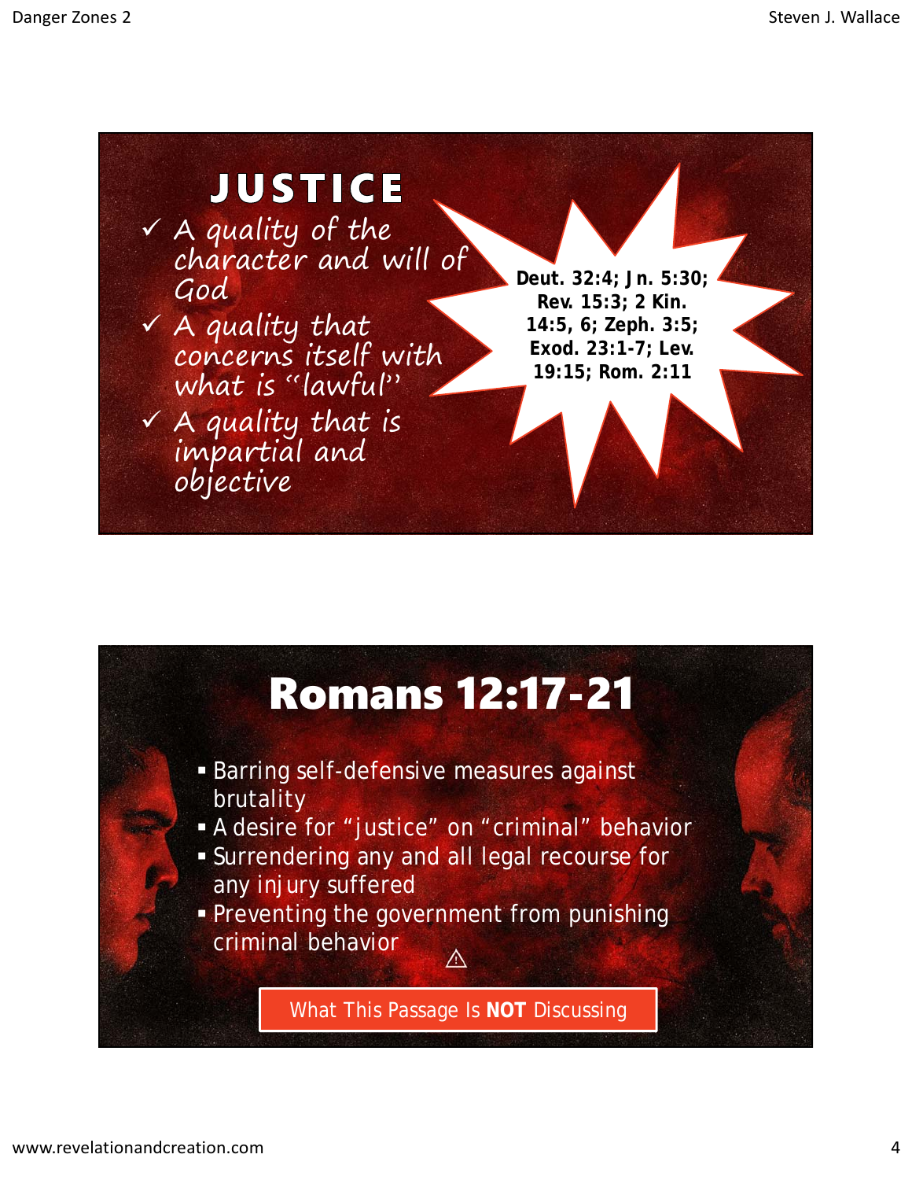# JUSTICE

- ✓ A quality of the character and will of God
- ✓ A quality that concerns itself with what is "lawful"
- ✓ A quality that is impartial and objective

**Deut. 32:4; Jn. 5:30; Rev. 15:3; 2 Kin. 14:5, 6; Zeph. 3:5; Exod. 23:1-7; Lev. 19:15; Rom. 2:11**

# Romans 12:17-21

- Barring self-defensive measures against brutality
- A desire for "justice" on "criminal" behavior
- Surrendering any and all legal recourse for any injury suffered
- Preventing the government from punishing criminal behavior

⚠

What This Passage Is **NOT** Discussing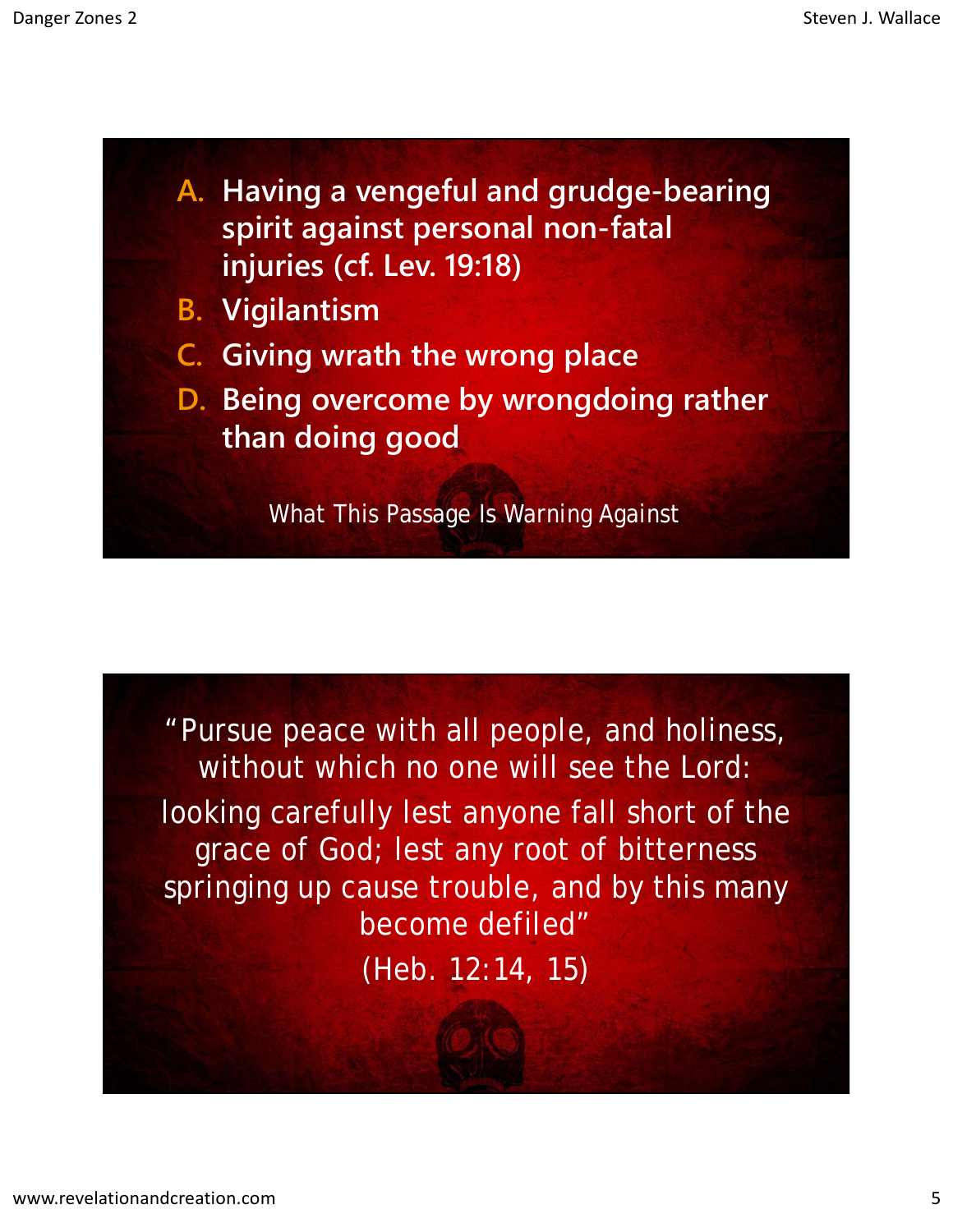A. Having a vengeful and grudge-bearing spirit against personal non-fatal injuries (cf. Lev. 19:18)

B. Vigilantism

C. Giving wrath the wrong place

D. Being overcome by wrongdoing rather than doing good

What This Passage Is Warning Against

"Pursue peace with all people, and holiness, without which no one will see the Lord:

looking carefully lest anyone fall short of the grace of God; lest any root of bitterness springing up cause trouble, and by this many become defiled"

(Heb. 12:14, 15)